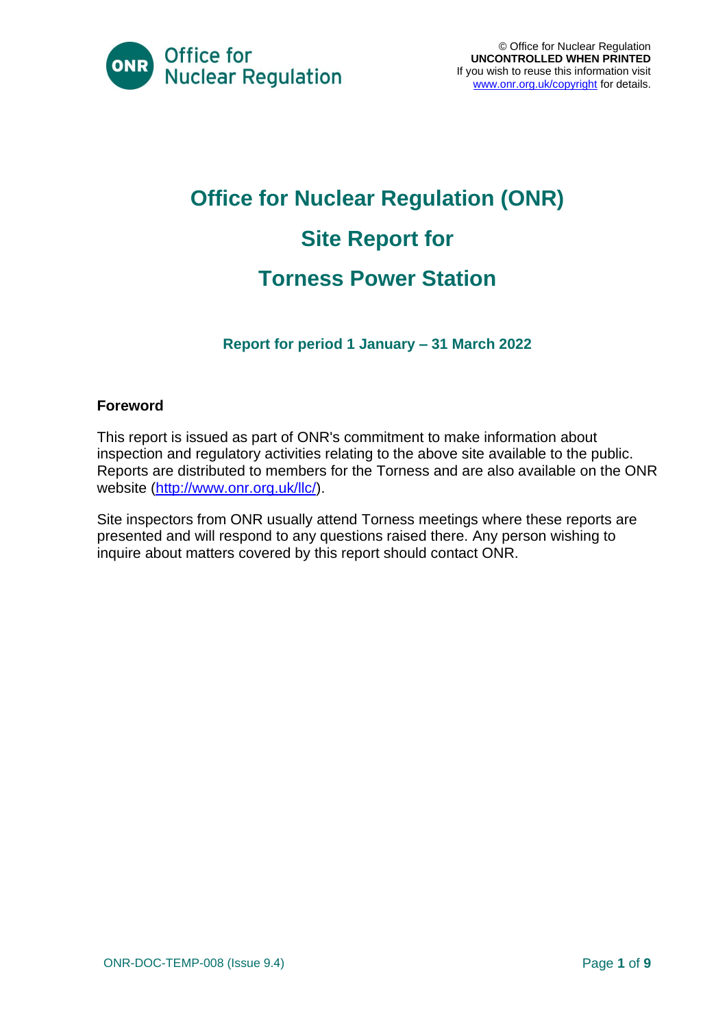© Office for Nuclear Regulation
**UNCONTROLLED WHEN PRINTED**
If you wish to reuse this information visit www.onr.org.uk/copyright for details.

# Office for Nuclear Regulation (ONR)

# Site Report for

# Torness Power Station

### Report for period 1 January – 31 March 2022

**Foreword**

This report is issued as part of ONR's commitment to make information about inspection and regulatory activities relating to the above site available to the public. Reports are distributed to members for the Torness and are also available on the ONR website (http://www.onr.org.uk/llc/).

Site inspectors from ONR usually attend Torness meetings where these reports are presented and will respond to any questions raised there. Any person wishing to inquire about matters covered by this report should contact ONR.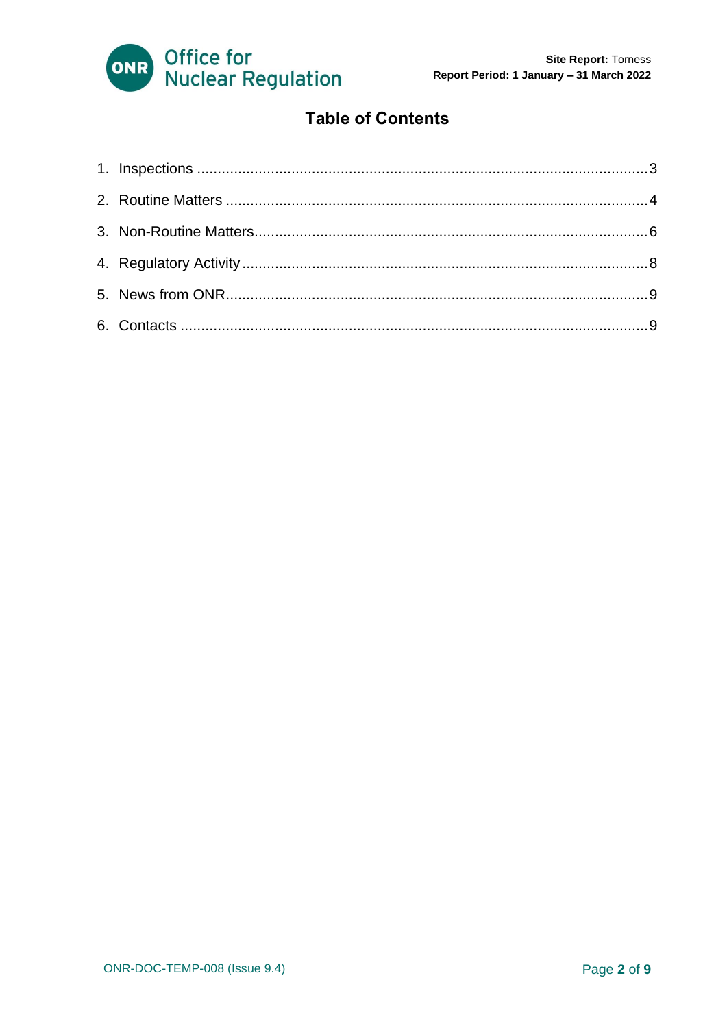# Table of Contents

1. Inspections ............................................................................................................3
2. Routine Matters .....................................................................................................4
3. Non-Routine Matters.............................................................................................6
4. Regulatory Activity ................................................................................................8
5. News from ONR.....................................................................................................9
6. Contacts ................................................................................................................9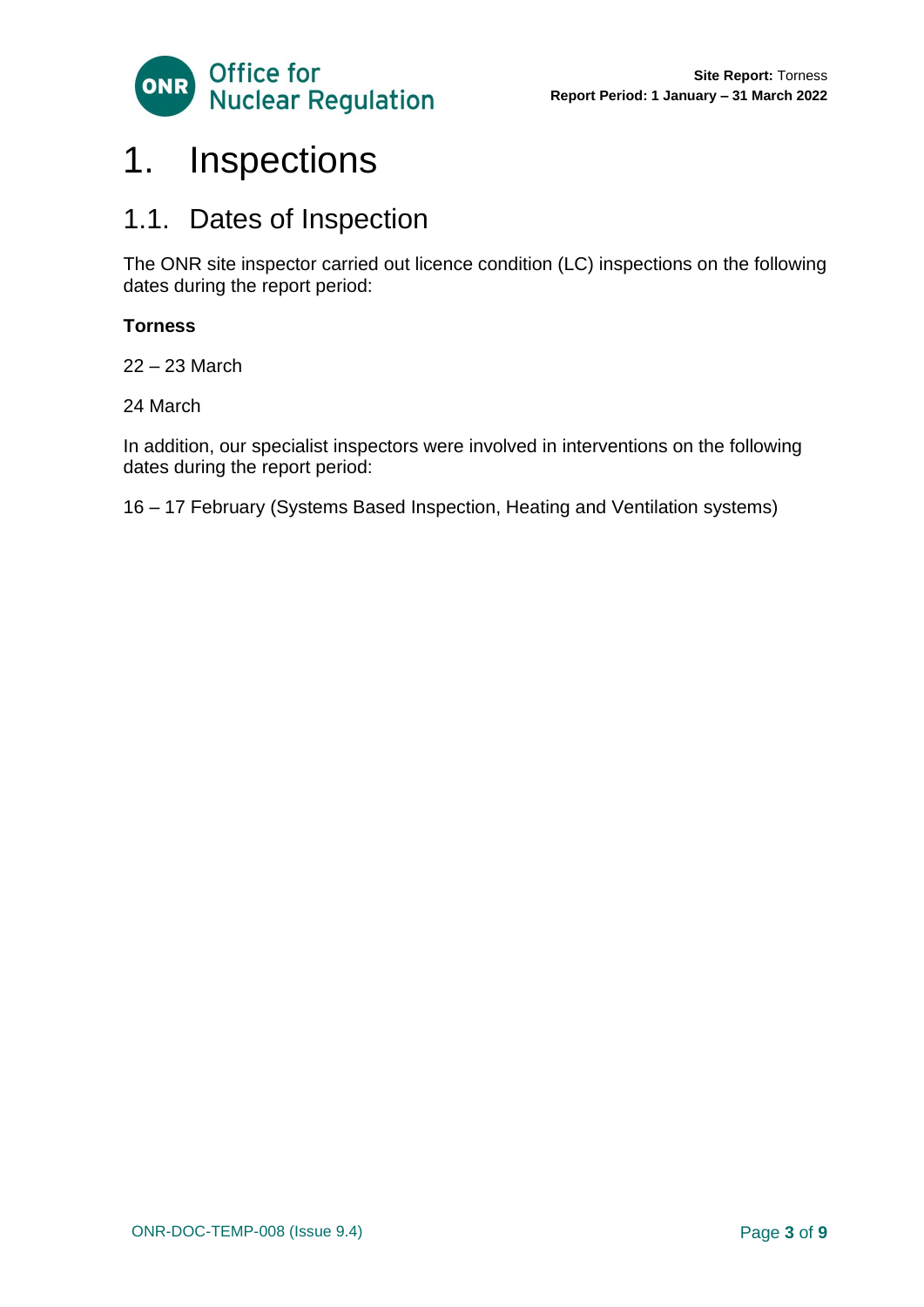# 1. Inspections

## 1.1. Dates of Inspection

The ONR site inspector carried out licence condition (LC) inspections on the following dates during the report period:

**Torness**

22 – 23 March

24 March

In addition, our specialist inspectors were involved in interventions on the following dates during the report period:

16 – 17 February (Systems Based Inspection, Heating and Ventilation systems)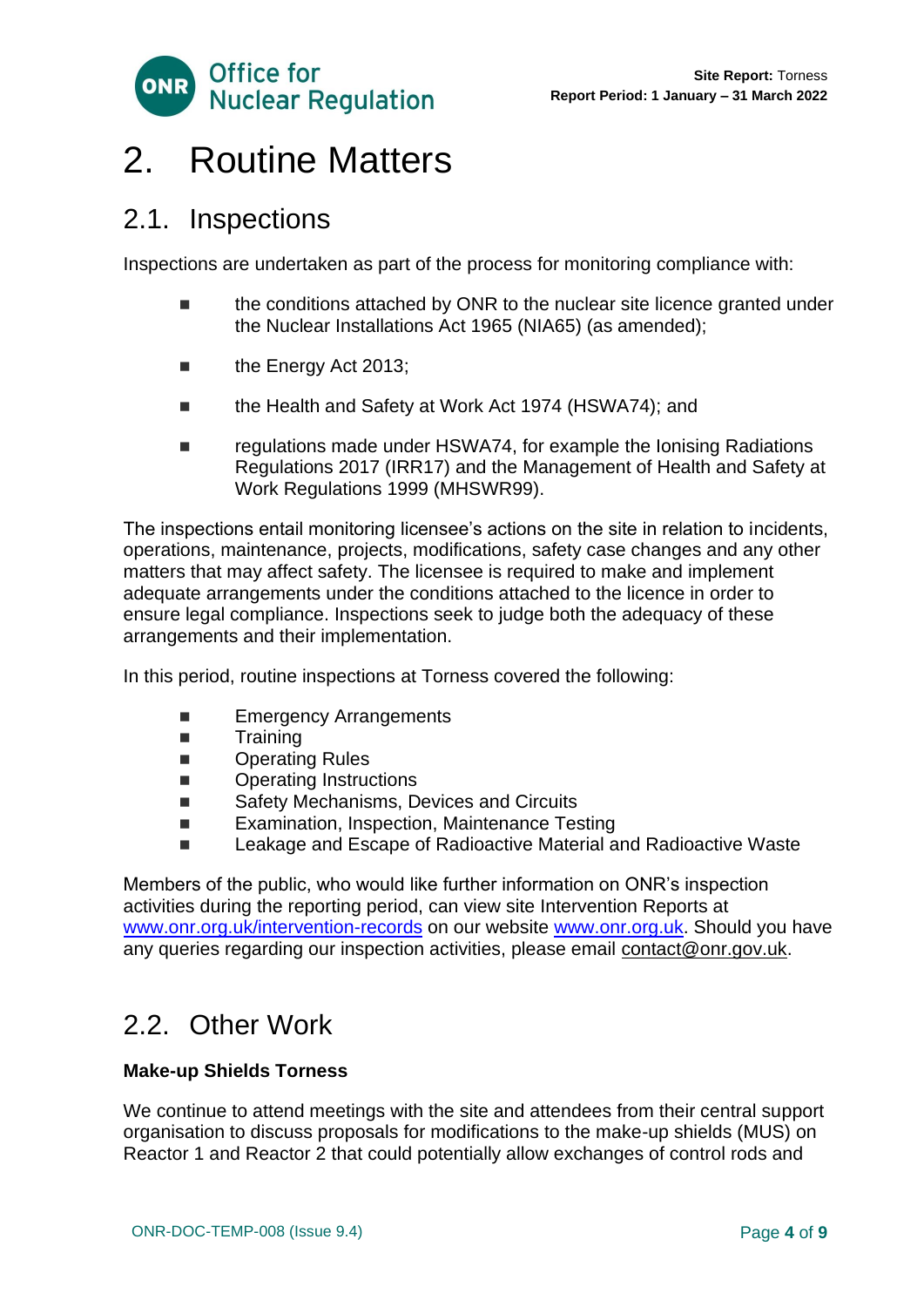// Page 4 of the ONR Torness site report: the logo header and the footer were left out.
# 2. Routine Matters

## 2.1. Inspections

Inspections are undertaken as part of the process for monitoring compliance with:

- the conditions attached by ONR to the nuclear site licence granted under the Nuclear Installations Act 1965 (NIA65) (as amended);
- the Energy Act 2013;
- the Health and Safety at Work Act 1974 (HSWA74); and
- regulations made under HSWA74, for example the Ionising Radiations Regulations 2017 (IRR17) and the Management of Health and Safety at Work Regulations 1999 (MHSWR99).

The inspections entail monitoring licensee's actions on the site in relation to incidents, operations, maintenance, projects, modifications, safety case changes and any other matters that may affect safety. The licensee is required to make and implement adequate arrangements under the conditions attached to the licence in order to ensure legal compliance. Inspections seek to judge both the adequacy of these arrangements and their implementation.

In this period, routine inspections at Torness covered the following:

- Emergency Arrangements
- Training
- Operating Rules
- Operating Instructions
- Safety Mechanisms, Devices and Circuits
- Examination, Inspection, Maintenance Testing
- Leakage and Escape of Radioactive Material and Radioactive Waste

Members of the public, who would like further information on ONR's inspection activities during the reporting period, can view site Intervention Reports at www.onr.org.uk/intervention-records on our website www.onr.org.uk. Should you have any queries regarding our inspection activities, please email contact@onr.gov.uk.

## 2.2. Other Work

**Make-up Shields Torness**

We continue to attend meetings with the site and attendees from their central support organisation to discuss proposals for modifications to the make-up shields (MUS) on Reactor 1 and Reactor 2 that could potentially allow exchanges of control rods and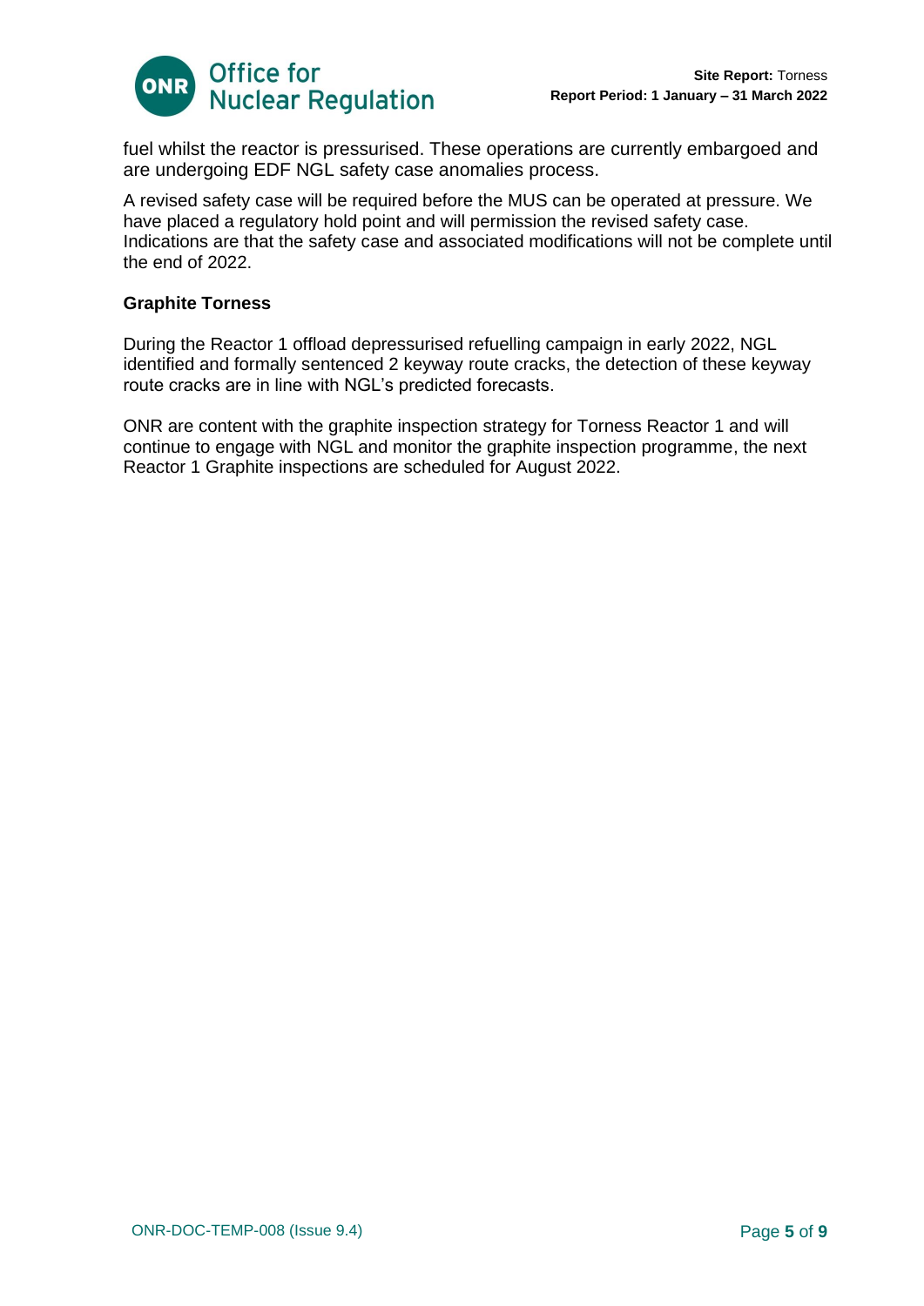fuel whilst the reactor is pressurised. These operations are currently embargoed and are undergoing EDF NGL safety case anomalies process.

A revised safety case will be required before the MUS can be operated at pressure. We have placed a regulatory hold point and will permission the revised safety case. Indications are that the safety case and associated modifications will not be complete until the end of 2022.

**Graphite Torness**

During the Reactor 1 offload depressurised refuelling campaign in early 2022, NGL identified and formally sentenced 2 keyway route cracks, the detection of these keyway route cracks are in line with NGL's predicted forecasts.

ONR are content with the graphite inspection strategy for Torness Reactor 1 and will continue to engage with NGL and monitor the graphite inspection programme, the next Reactor 1 Graphite inspections are scheduled for August 2022.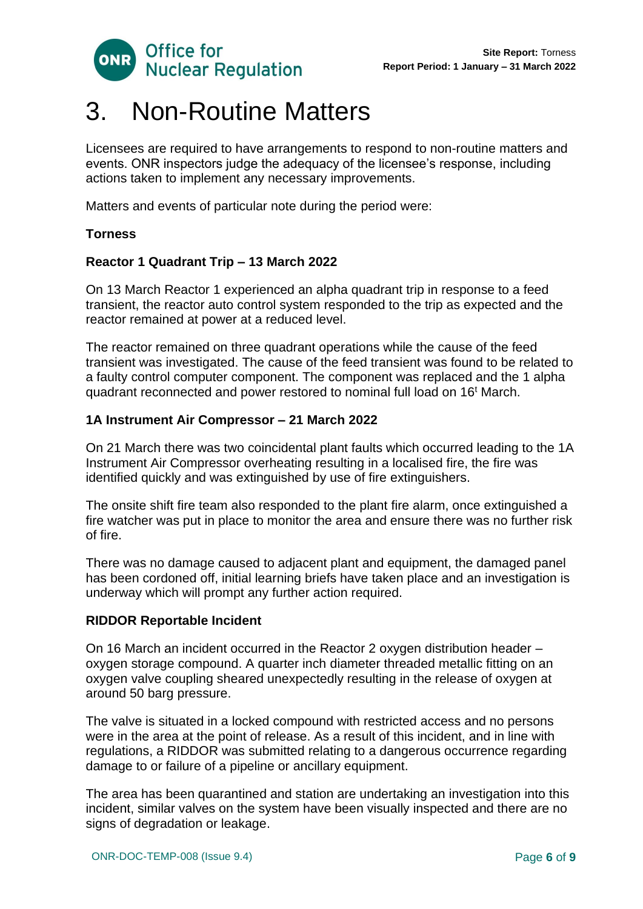# 3. Non-Routine Matters

Licensees are required to have arrangements to respond to non-routine matters and events. ONR inspectors judge the adequacy of the licensee's response, including actions taken to implement any necessary improvements.

Matters and events of particular note during the period were:

**Torness**

**Reactor 1 Quadrant Trip – 13 March 2022**

On 13 March Reactor 1 experienced an alpha quadrant trip in response to a feed transient, the reactor auto control system responded to the trip as expected and the reactor remained at power at a reduced level.

The reactor remained on three quadrant operations while the cause of the feed transient was investigated. The cause of the feed transient was found to be related to a faulty control computer component. The component was replaced and the 1 alpha quadrant reconnected and power restored to nominal full load on 16t March.

**1A Instrument Air Compressor – 21 March 2022**

On 21 March there was two coincidental plant faults which occurred leading to the 1A Instrument Air Compressor overheating resulting in a localised fire, the fire was identified quickly and was extinguished by use of fire extinguishers.

The onsite shift fire team also responded to the plant fire alarm, once extinguished a fire watcher was put in place to monitor the area and ensure there was no further risk of fire.

There was no damage caused to adjacent plant and equipment, the damaged panel has been cordoned off, initial learning briefs have taken place and an investigation is underway which will prompt any further action required.

**RIDDOR Reportable Incident**

On 16 March an incident occurred in the Reactor 2 oxygen distribution header – oxygen storage compound. A quarter inch diameter threaded metallic fitting on an oxygen valve coupling sheared unexpectedly resulting in the release of oxygen at around 50 barg pressure.

The valve is situated in a locked compound with restricted access and no persons were in the area at the point of release. As a result of this incident, and in line with regulations, a RIDDOR was submitted relating to a dangerous occurrence regarding damage to or failure of a pipeline or ancillary equipment.

The area has been quarantined and station are undertaking an investigation into this incident, similar valves on the system have been visually inspected and there are no signs of degradation or leakage.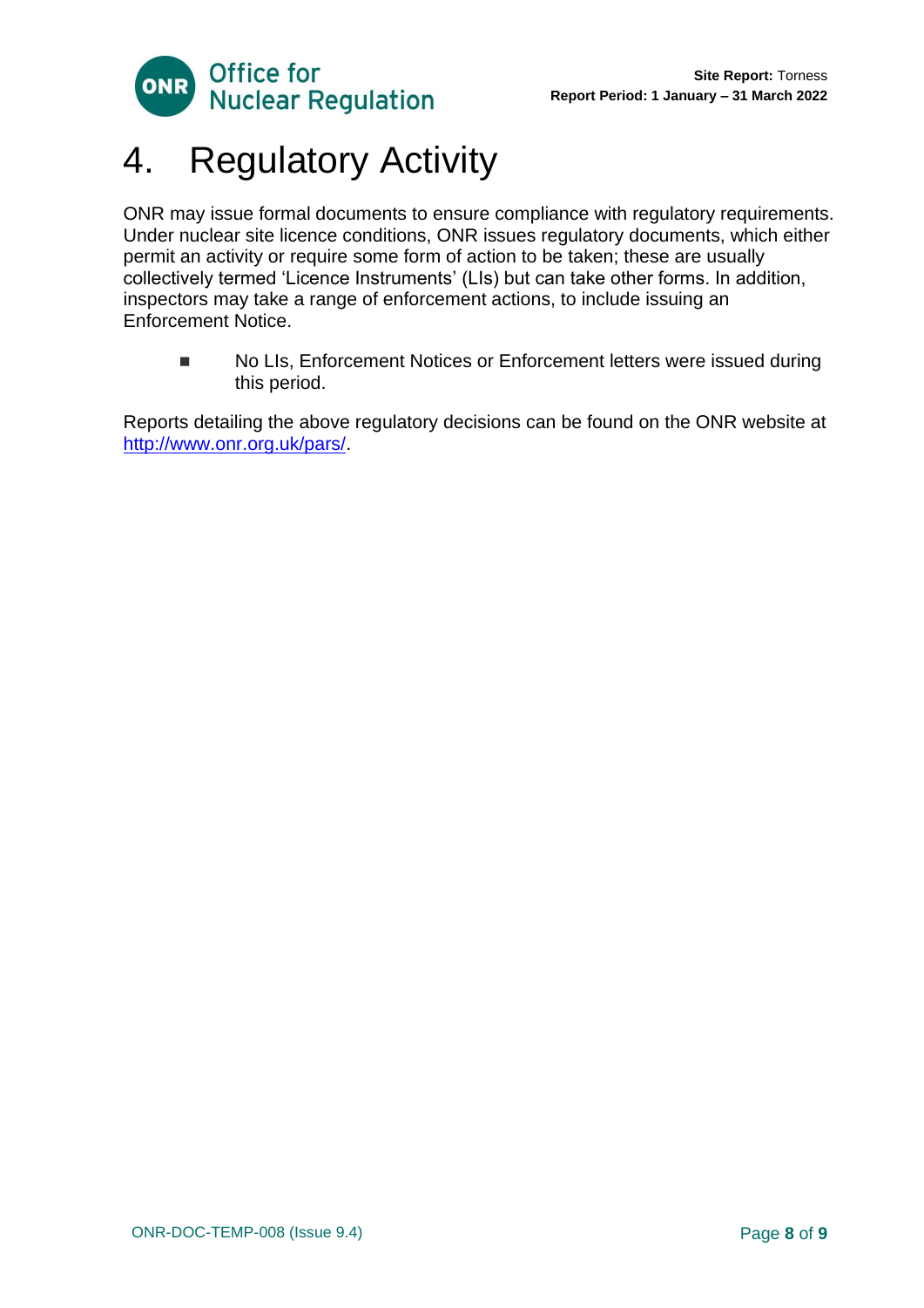# 4. Regulatory Activity

ONR may issue formal documents to ensure compliance with regulatory requirements. Under nuclear site licence conditions, ONR issues regulatory documents, which either permit an activity or require some form of action to be taken; these are usually collectively termed 'Licence Instruments' (LIs) but can take other forms. In addition, inspectors may take a range of enforcement actions, to include issuing an Enforcement Notice.

- No LIs, Enforcement Notices or Enforcement letters were issued during this period.

Reports detailing the above regulatory decisions can be found on the ONR website at [http://www.onr.org.uk/pars/](http://www.onr.org.uk/pars/).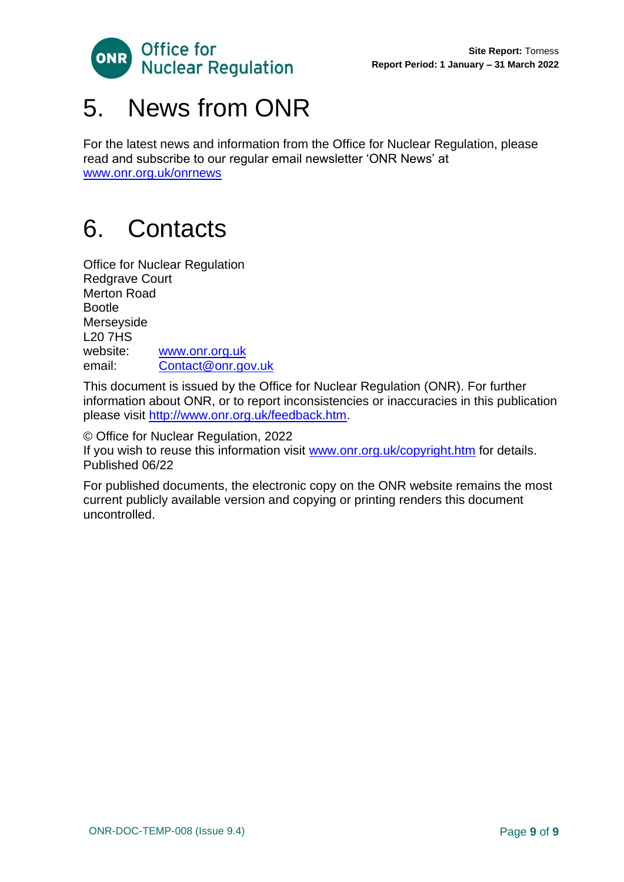# 5. News from ONR

For the latest news and information from the Office for Nuclear Regulation, please read and subscribe to our regular email newsletter 'ONR News' at www.onr.org.uk/onrnews

# 6. Contacts

Office for Nuclear Regulation
Redgrave Court
Merton Road
Bootle
Merseyside
L20 7HS
website: www.onr.org.uk
email: Contact@onr.gov.uk

This document is issued by the Office for Nuclear Regulation (ONR). For further information about ONR, or to report inconsistencies or inaccuracies in this publication please visit http://www.onr.org.uk/feedback.htm.

© Office for Nuclear Regulation, 2022
If you wish to reuse this information visit www.onr.org.uk/copyright.htm for details.
Published 06/22

For published documents, the electronic copy on the ONR website remains the most current publicly available version and copying or printing renders this document uncontrolled.